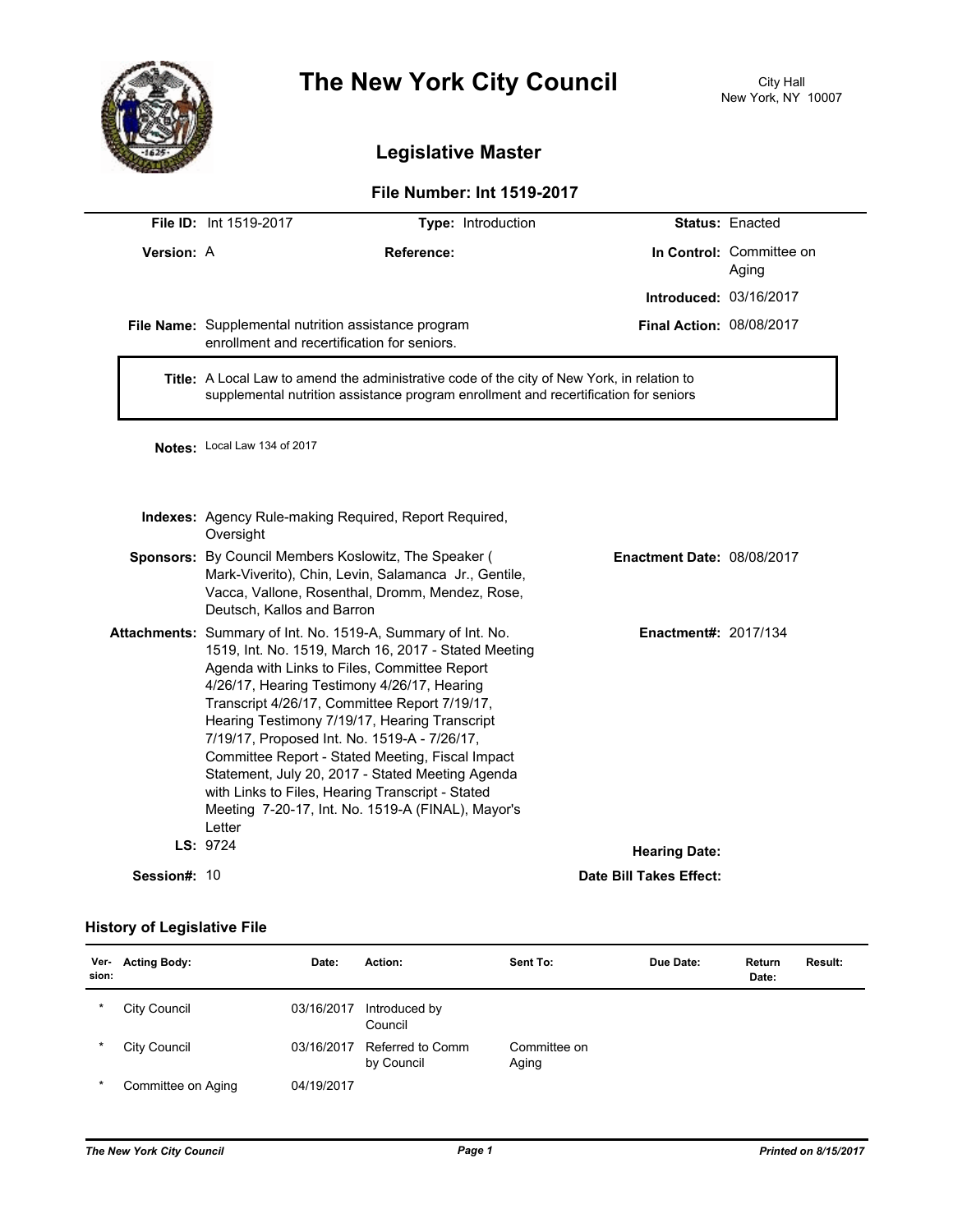# The New York City Council

City Hall
New York, NY 10007

## Legislative Master

### File Number: Int 1519-2017

**File ID:** Int 1519-2017 **Type:** Introduction **Status:** Enacted

**Version:** A **Reference:** **In Control:** Committee on Aging

**Introduced:** 03/16/2017

**File Name:** Supplemental nutrition assistance program enrollment and recertification for seniors. **Final Action:** 08/08/2017

**Title:** A Local Law to amend the administrative code of the city of New York, in relation to supplemental nutrition assistance program enrollment and recertification for seniors

**Notes:** Local Law 134 of 2017

**Indexes:** Agency Rule-making Required, Report Required, Oversight

**Sponsors:** By Council Members Koslowitz, The Speaker ( Mark-Viverito), Chin, Levin, Salamanca Jr., Gentile, Vacca, Vallone, Rosenthal, Dromm, Mendez, Rose, Deutsch, Kallos and Barron

**Enactment Date:** 08/08/2017

**Attachments:** Summary of Int. No. 1519-A, Summary of Int. No. 1519, Int. No. 1519, March 16, 2017 - Stated Meeting Agenda with Links to Files, Committee Report 4/26/17, Hearing Testimony 4/26/17, Hearing Transcript 4/26/17, Committee Report 7/19/17, Hearing Testimony 7/19/17, Hearing Transcript 7/19/17, Proposed Int. No. 1519-A - 7/26/17, Committee Report - Stated Meeting, Fiscal Impact Statement, July 20, 2017 - Stated Meeting Agenda with Links to Files, Hearing Transcript - Stated Meeting 7-20-17, Int. No. 1519-A (FINAL), Mayor's Letter

**Enactment#:** 2017/134

**LS:** 9724

**Hearing Date:**

**Session#:** 10

**Date Bill Takes Effect:**

### History of Legislative File

| Ver-sion: | Acting Body: | Date: | Action: | Sent To: | Due Date: | Return Date: | Result: |
|---|---|---|---|---|---|---|---|
| * | City Council | 03/16/2017 | Introduced by Council | | | | |
| * | City Council | 03/16/2017 | Referred to Comm by Council | Committee on Aging | | | |
| * | Committee on Aging | 04/19/2017 | | | | | |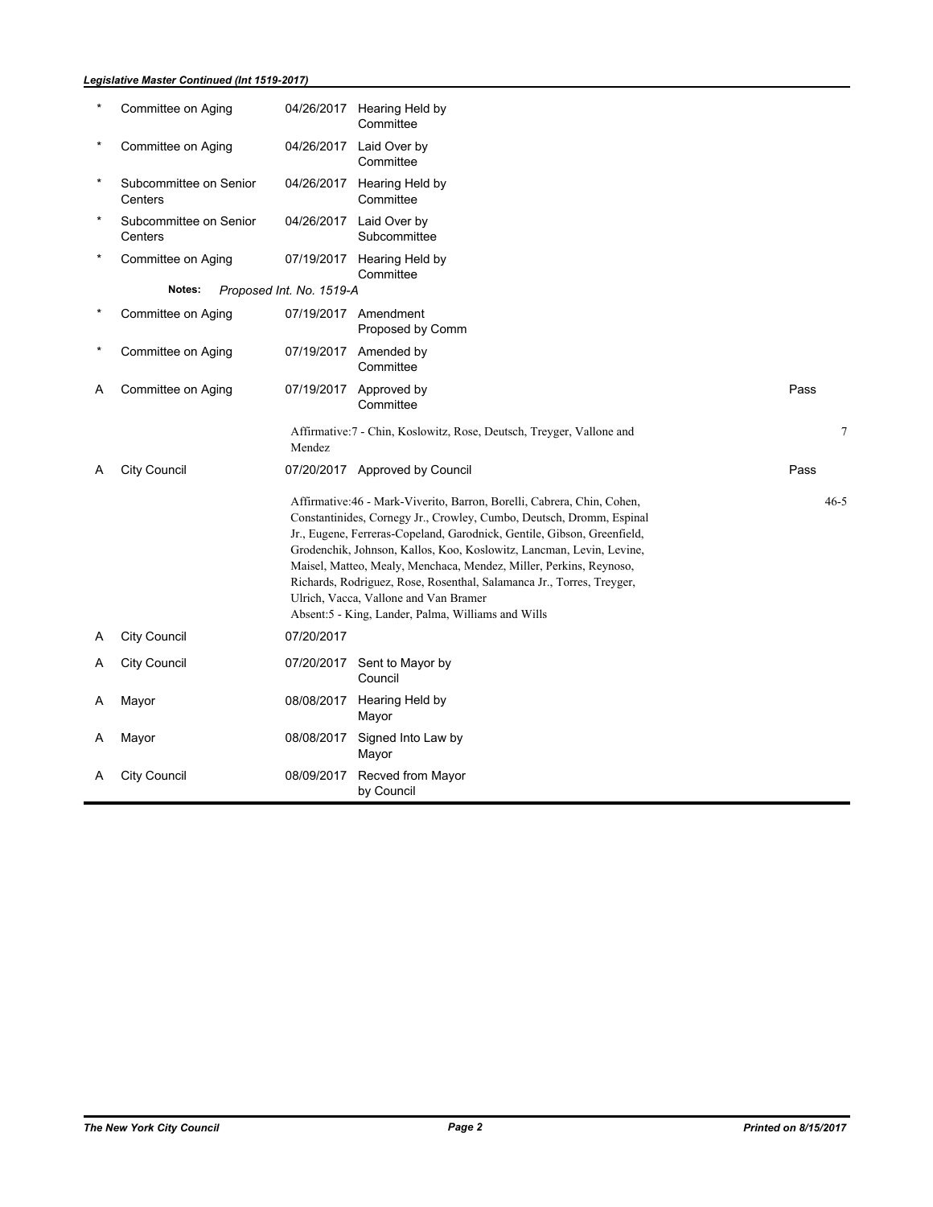| | | | | | |
|---|---|---|---|---|---|
| * | Committee on Aging | 04/26/2017 | Hearing Held by Committee | | |
| * | Committee on Aging | 04/26/2017 | Laid Over by Committee | | |
| * | Subcommittee on Senior Centers | 04/26/2017 | Hearing Held by Committee | | |
| * | Subcommittee on Senior Centers | 04/26/2017 | Laid Over by Subcommittee | | |
| * | Committee on Aging | 07/19/2017 | Hearing Held by Committee | | |
| | **Notes:** *Proposed Int. No. 1519-A* | | | | |
| * | Committee on Aging | 07/19/2017 | Amendment Proposed by Comm | | |
| * | Committee on Aging | 07/19/2017 | Amended by Committee | | |
| A | Committee on Aging | 07/19/2017 | Approved by Committee | Pass | |
| | | | Affirmative:7 - Chin, Koslowitz, Rose, Deutsch, Treyger, Vallone and Mendez | | 7 |
| A | City Council | 07/20/2017 | Approved by Council | Pass | |
| | | | Affirmative:46 - Mark-Viverito, Barron, Borelli, Cabrera, Chin, Cohen, Constantinides, Cornegy Jr., Crowley, Cumbo, Deutsch, Dromm, Espinal Jr., Eugene, Ferreras-Copeland, Garodnick, Gentile, Gibson, Greenfield, Grodenchik, Johnson, Kallos, Koo, Koslowitz, Lancman, Levin, Levine, Maisel, Matteo, Mealy, Menchaca, Mendez, Miller, Perkins, Reynoso, Richards, Rodriguez, Rose, Rosenthal, Salamanca Jr., Torres, Treyger, Ulrich, Vacca, Vallone and Van Bramer<br>Absent:5 - King, Lander, Palma, Williams and Wills | | 46-5 |
| A | City Council | 07/20/2017 | | | |
| A | City Council | 07/20/2017 | Sent to Mayor by Council | | |
| A | Mayor | 08/08/2017 | Hearing Held by Mayor | | |
| A | Mayor | 08/08/2017 | Signed Into Law by Mayor | | |
| A | City Council | 08/09/2017 | Recved from Mayor by Council | | |